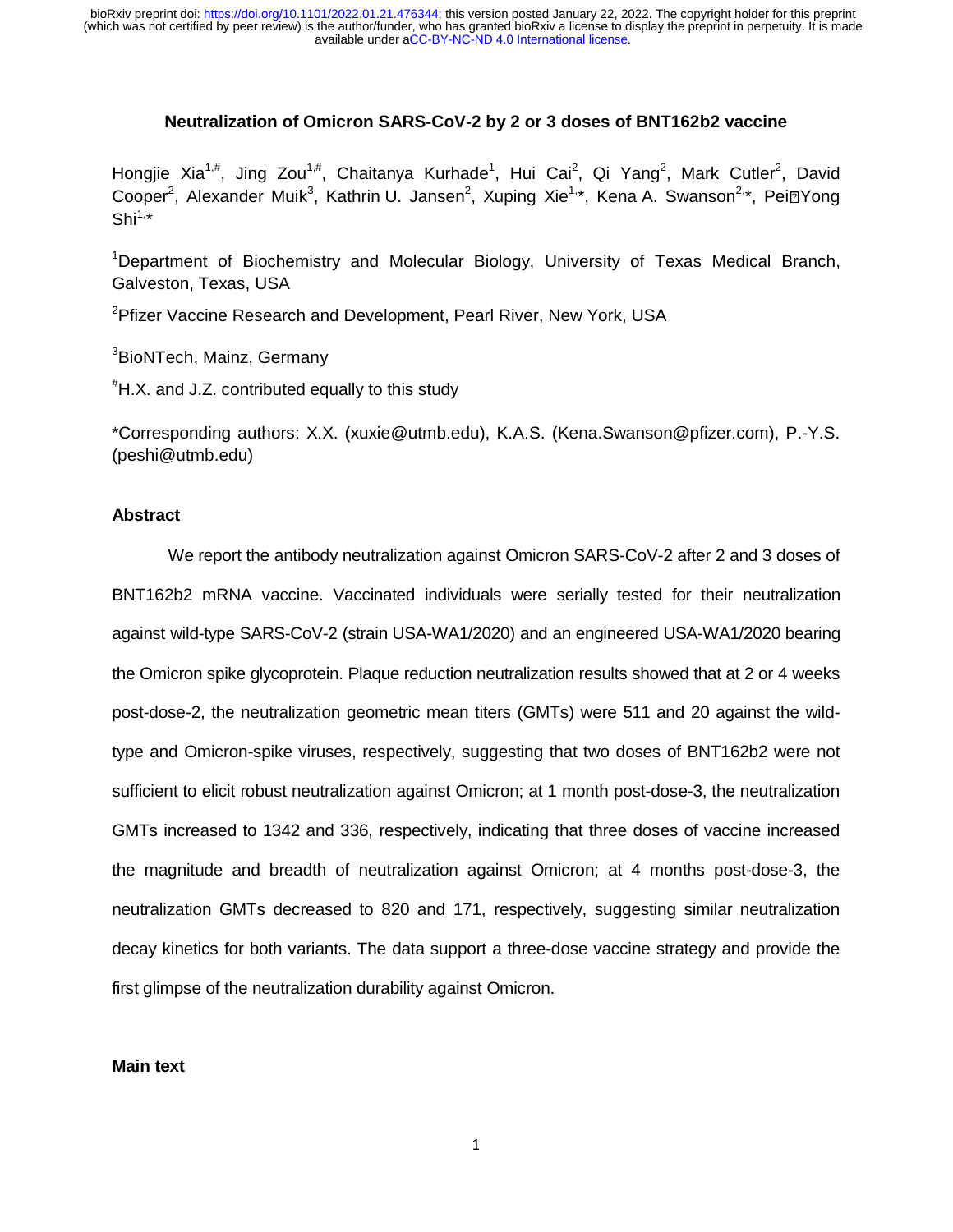# Neutralization of Omicron SARS-CoV-2 by 2 or 3 doses of BNT162b2 vaccine

Hongjie Xia[1,#], Jing Zou[1,#], Chaitanya Kurhade[1], Hui Cai[2], Qi Yang[2], Mark Cutler[2], David Cooper[2], Alexander Muik[3], Kathrin U. Jansen[2], Xuping Xie[1,*], Kena A. Swanson[2,*], Pei-Yong Shi[1,*]

[1]Department of Biochemistry and Molecular Biology, University of Texas Medical Branch, Galveston, Texas, USA

[2]Pfizer Vaccine Research and Development, Pearl River, New York, USA

[3]BioNTech, Mainz, Germany

[#]H.X. and J.Z. contributed equally to this study

*Corresponding authors: X.X. (xuxie@utmb.edu), K.A.S. (Kena.Swanson@pfizer.com), P.-Y.S. (peshi@utmb.edu)

## Abstract

We report the antibody neutralization against Omicron SARS-CoV-2 after 2 and 3 doses of BNT162b2 mRNA vaccine. Vaccinated individuals were serially tested for their neutralization against wild-type SARS-CoV-2 (strain USA-WA1/2020) and an engineered USA-WA1/2020 bearing the Omicron spike glycoprotein. Plaque reduction neutralization results showed that at 2 or 4 weeks post-dose-2, the neutralization geometric mean titers (GMTs) were 511 and 20 against the wild-type and Omicron-spike viruses, respectively, suggesting that two doses of BNT162b2 were not sufficient to elicit robust neutralization against Omicron; at 1 month post-dose-3, the neutralization GMTs increased to 1342 and 336, respectively, indicating that three doses of vaccine increased the magnitude and breadth of neutralization against Omicron; at 4 months post-dose-3, the neutralization GMTs decreased to 820 and 171, respectively, suggesting similar neutralization decay kinetics for both variants. The data support a three-dose vaccine strategy and provide the first glimpse of the neutralization durability against Omicron.

## Main text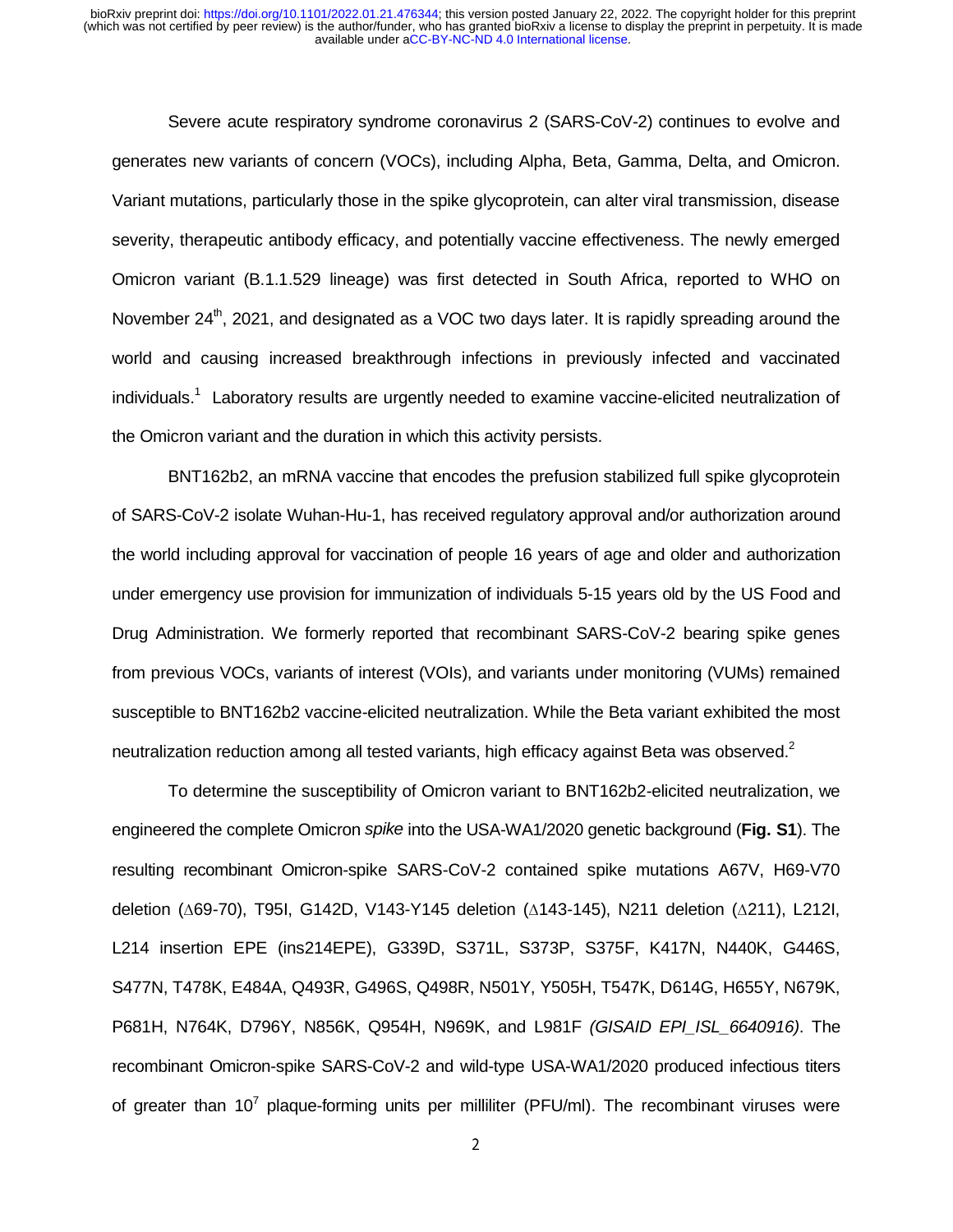Severe acute respiratory syndrome coronavirus 2 (SARS-CoV-2) continues to evolve and generates new variants of concern (VOCs), including Alpha, Beta, Gamma, Delta, and Omicron. Variant mutations, particularly those in the spike glycoprotein, can alter viral transmission, disease severity, therapeutic antibody efficacy, and potentially vaccine effectiveness. The newly emerged Omicron variant (B.1.1.529 lineage) was first detected in South Africa, reported to WHO on November 24th, 2021, and designated as a VOC two days later. It is rapidly spreading around the world and causing increased breakthrough infections in previously infected and vaccinated individuals.[1] Laboratory results are urgently needed to examine vaccine-elicited neutralization of the Omicron variant and the duration in which this activity persists.

BNT162b2, an mRNA vaccine that encodes the prefusion stabilized full spike glycoprotein of SARS-CoV-2 isolate Wuhan-Hu-1, has received regulatory approval and/or authorization around the world including approval for vaccination of people 16 years of age and older and authorization under emergency use provision for immunization of individuals 5-15 years old by the US Food and Drug Administration. We formerly reported that recombinant SARS-CoV-2 bearing spike genes from previous VOCs, variants of interest (VOIs), and variants under monitoring (VUMs) remained susceptible to BNT162b2 vaccine-elicited neutralization. While the Beta variant exhibited the most neutralization reduction among all tested variants, high efficacy against Beta was observed.[2]

To determine the susceptibility of Omicron variant to BNT162b2-elicited neutralization, we engineered the complete Omicron *spike* into the USA-WA1/2020 genetic background (**Fig. S1**). The resulting recombinant Omicron-spike SARS-CoV-2 contained spike mutations A67V, H69-V70 deletion (∆69-70), T95I, G142D, V143-Y145 deletion (∆143-145), N211 deletion (∆211), L212I, L214 insertion EPE (ins214EPE), G339D, S371L, S373P, S375F, K417N, N440K, G446S, S477N, T478K, E484A, Q493R, G496S, Q498R, N501Y, Y505H, T547K, D614G, H655Y, N679K, P681H, N764K, D796Y, N856K, Q954H, N969K, and L981F *(GISAID EPI_ISL_6640916)*. The recombinant Omicron-spike SARS-CoV-2 and wild-type USA-WA1/2020 produced infectious titers of greater than $10^7$ plaque-forming units per milliliter (PFU/ml). The recombinant viruses were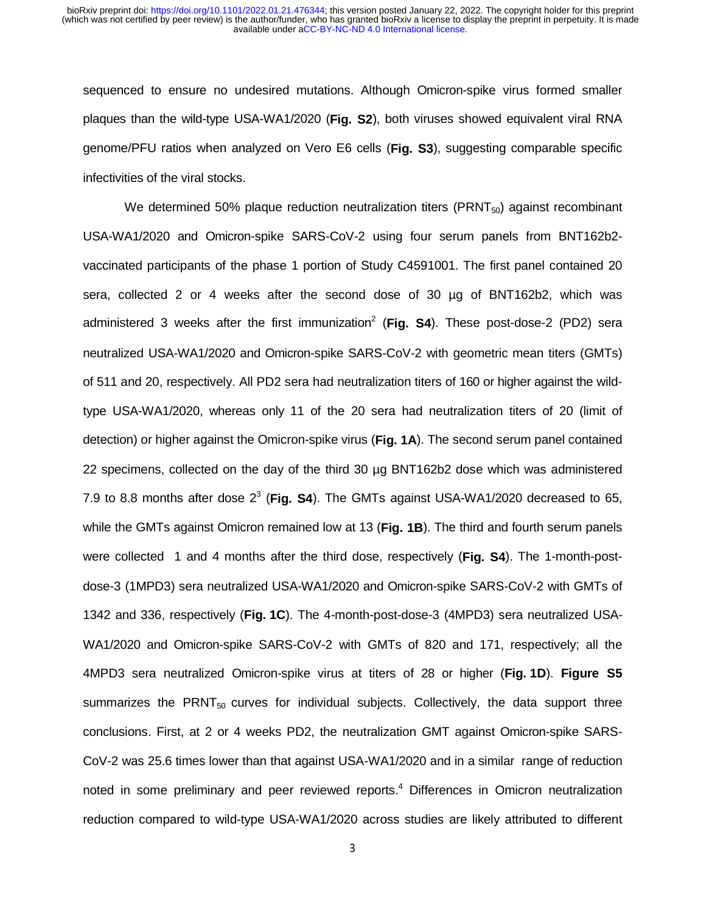sequenced to ensure no undesired mutations. Although Omicron-spike virus formed smaller plaques than the wild-type USA-WA1/2020 (**Fig. S2**), both viruses showed equivalent viral RNA genome/PFU ratios when analyzed on Vero E6 cells (**Fig. S3**), suggesting comparable specific infectivities of the viral stocks.

We determined 50% plaque reduction neutralization titers ($PRNT_{50}$) against recombinant USA-WA1/2020 and Omicron-spike SARS-CoV-2 using four serum panels from BNT162b2-vaccinated participants of the phase 1 portion of Study C4591001. The first panel contained 20 sera, collected 2 or 4 weeks after the second dose of 30 µg of BNT162b2, which was administered 3 weeks after the first immunization[2] (**Fig. S4**). These post-dose-2 (PD2) sera neutralized USA-WA1/2020 and Omicron-spike SARS-CoV-2 with geometric mean titers (GMTs) of 511 and 20, respectively. All PD2 sera had neutralization titers of 160 or higher against the wild-type USA-WA1/2020, whereas only 11 of the 20 sera had neutralization titers of 20 (limit of detection) or higher against the Omicron-spike virus (**Fig. 1A**). The second serum panel contained 22 specimens, collected on the day of the third 30 µg BNT162b2 dose which was administered 7.9 to 8.8 months after dose 2[3] (**Fig. S4**). The GMTs against USA-WA1/2020 decreased to 65, while the GMTs against Omicron remained low at 13 (**Fig. 1B**). The third and fourth serum panels were collected 1 and 4 months after the third dose, respectively (**Fig. S4**). The 1-month-post-dose-3 (1MPD3) sera neutralized USA-WA1/2020 and Omicron-spike SARS-CoV-2 with GMTs of 1342 and 336, respectively (**Fig. 1C**). The 4-month-post-dose-3 (4MPD3) sera neutralized USA-WA1/2020 and Omicron-spike SARS-CoV-2 with GMTs of 820 and 171, respectively; all the 4MPD3 sera neutralized Omicron-spike virus at titers of 28 or higher (**Fig. 1D**). **Figure S5** summarizes the $PRNT_{50}$ curves for individual subjects. Collectively, the data support three conclusions. First, at 2 or 4 weeks PD2, the neutralization GMT against Omicron-spike SARS-CoV-2 was 25.6 times lower than that against USA-WA1/2020 and in a similar range of reduction noted in some preliminary and peer reviewed reports.[4] Differences in Omicron neutralization reduction compared to wild-type USA-WA1/2020 across studies are likely attributed to different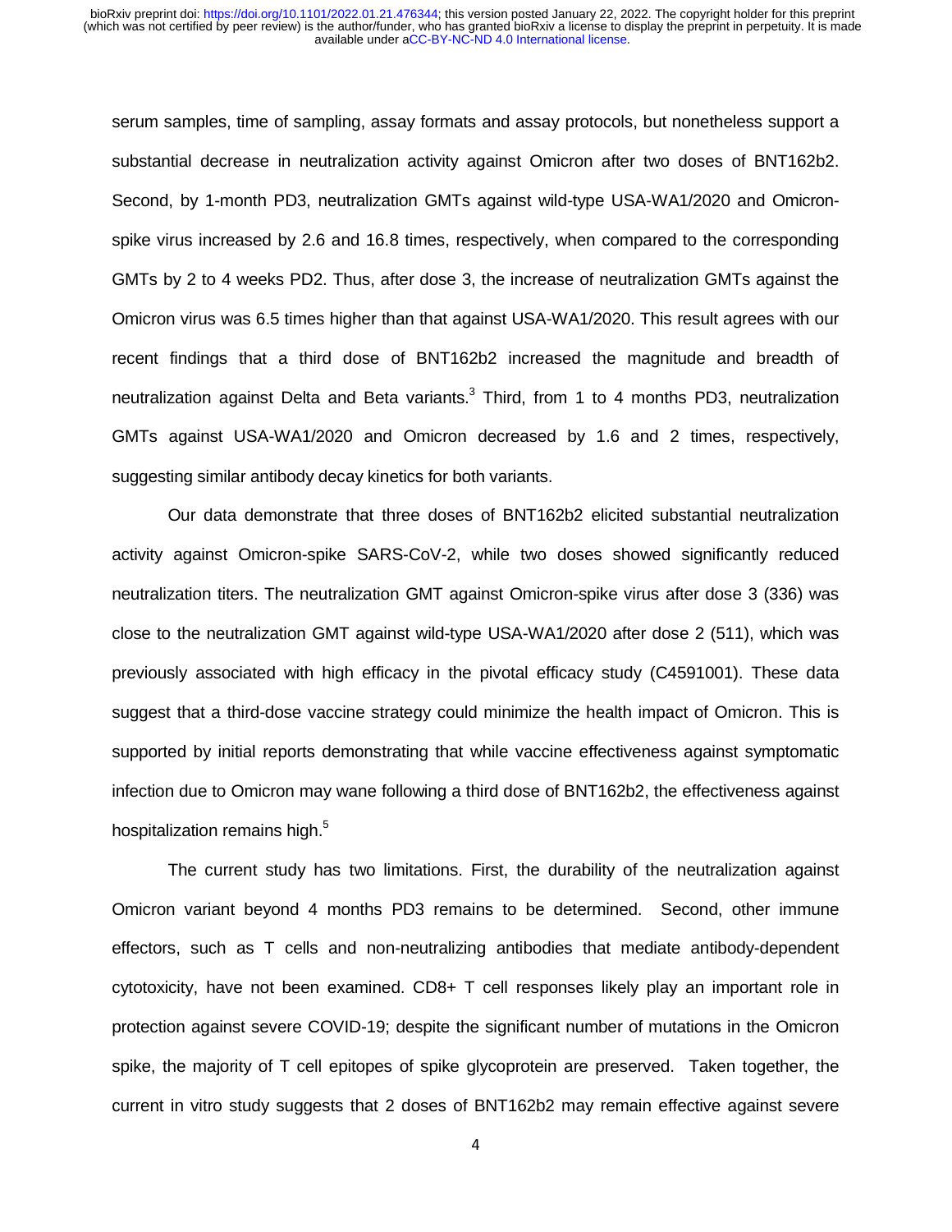serum samples, time of sampling, assay formats and assay protocols, but nonetheless support a substantial decrease in neutralization activity against Omicron after two doses of BNT162b2. Second, by 1-month PD3, neutralization GMTs against wild-type USA-WA1/2020 and Omicron-spike virus increased by 2.6 and 16.8 times, respectively, when compared to the corresponding GMTs by 2 to 4 weeks PD2. Thus, after dose 3, the increase of neutralization GMTs against the Omicron virus was 6.5 times higher than that against USA-WA1/2020. This result agrees with our recent findings that a third dose of BNT162b2 increased the magnitude and breadth of neutralization against Delta and Beta variants.[3] Third, from 1 to 4 months PD3, neutralization GMTs against USA-WA1/2020 and Omicron decreased by 1.6 and 2 times, respectively, suggesting similar antibody decay kinetics for both variants.

Our data demonstrate that three doses of BNT162b2 elicited substantial neutralization activity against Omicron-spike SARS-CoV-2, while two doses showed significantly reduced neutralization titers. The neutralization GMT against Omicron-spike virus after dose 3 (336) was close to the neutralization GMT against wild-type USA-WA1/2020 after dose 2 (511), which was previously associated with high efficacy in the pivotal efficacy study (C4591001). These data suggest that a third-dose vaccine strategy could minimize the health impact of Omicron. This is supported by initial reports demonstrating that while vaccine effectiveness against symptomatic infection due to Omicron may wane following a third dose of BNT162b2, the effectiveness against hospitalization remains high.[5]

The current study has two limitations. First, the durability of the neutralization against Omicron variant beyond 4 months PD3 remains to be determined. Second, other immune effectors, such as T cells and non-neutralizing antibodies that mediate antibody-dependent cytotoxicity, have not been examined. CD8+ T cell responses likely play an important role in protection against severe COVID-19; despite the significant number of mutations in the Omicron spike, the majority of T cell epitopes of spike glycoprotein are preserved. Taken together, the current in vitro study suggests that 2 doses of BNT162b2 may remain effective against severe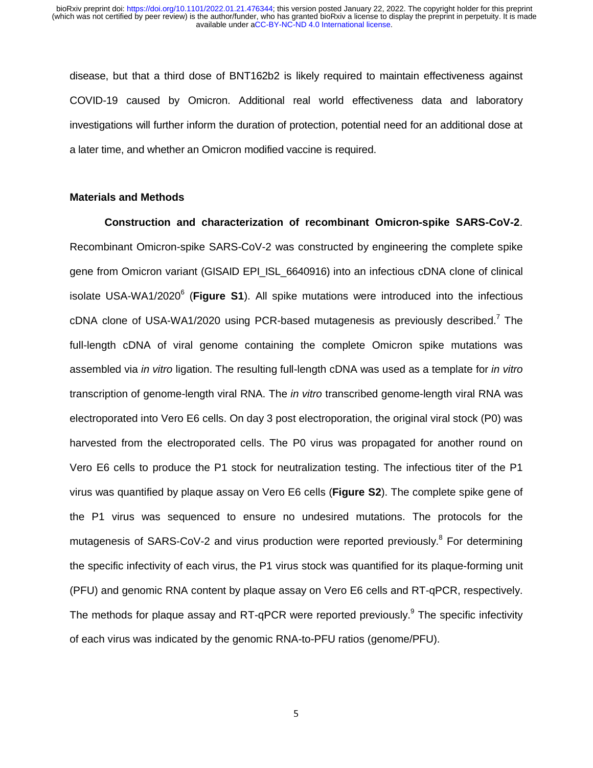disease, but that a third dose of BNT162b2 is likely required to maintain effectiveness against COVID-19 caused by Omicron. Additional real world effectiveness data and laboratory investigations will further inform the duration of protection, potential need for an additional dose at a later time, and whether an Omicron modified vaccine is required.

## Materials and Methods

**Construction and characterization of recombinant Omicron-spike SARS-CoV-2**. Recombinant Omicron-spike SARS-CoV-2 was constructed by engineering the complete spike gene from Omicron variant (GISAID EPI_ISL_6640916) into an infectious cDNA clone of clinical isolate USA-WA1/2020[6] (**Figure S1**). All spike mutations were introduced into the infectious cDNA clone of USA-WA1/2020 using PCR-based mutagenesis as previously described.[7] The full-length cDNA of viral genome containing the complete Omicron spike mutations was assembled via *in vitro* ligation. The resulting full-length cDNA was used as a template for *in vitro* transcription of genome-length viral RNA. The *in vitro* transcribed genome-length viral RNA was electroporated into Vero E6 cells. On day 3 post electroporation, the original viral stock (P0) was harvested from the electroporated cells. The P0 virus was propagated for another round on Vero E6 cells to produce the P1 stock for neutralization testing. The infectious titer of the P1 virus was quantified by plaque assay on Vero E6 cells (**Figure S2**). The complete spike gene of the P1 virus was sequenced to ensure no undesired mutations. The protocols for the mutagenesis of SARS-CoV-2 and virus production were reported previously.[8] For determining the specific infectivity of each virus, the P1 virus stock was quantified for its plaque-forming unit (PFU) and genomic RNA content by plaque assay on Vero E6 cells and RT-qPCR, respectively. The methods for plaque assay and RT-qPCR were reported previously.[9] The specific infectivity of each virus was indicated by the genomic RNA-to-PFU ratios (genome/PFU).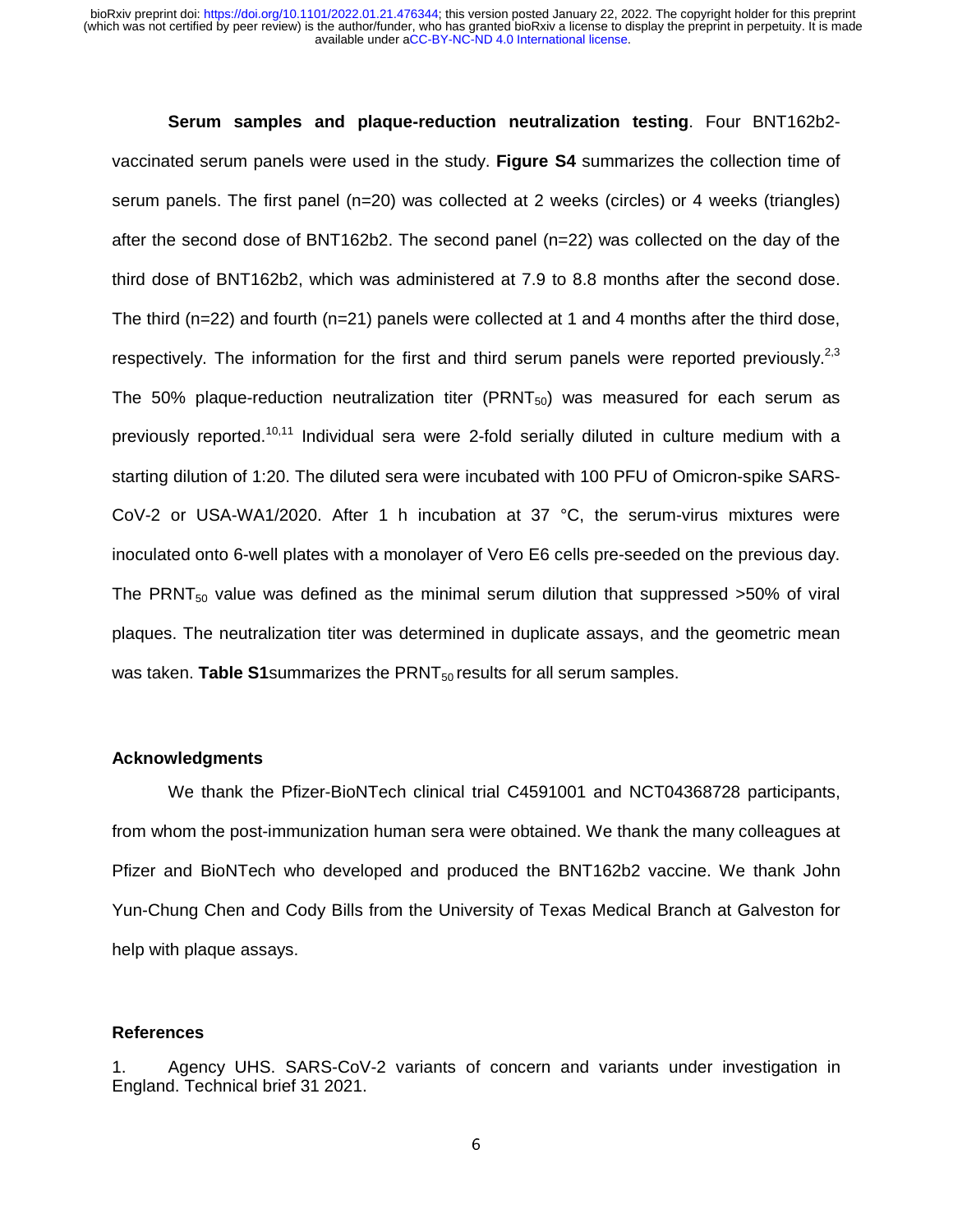**Serum samples and plaque-reduction neutralization testing**. Four BNT162b2-vaccinated serum panels were used in the study. **Figure S4** summarizes the collection time of serum panels. The first panel (n=20) was collected at 2 weeks (circles) or 4 weeks (triangles) after the second dose of BNT162b2. The second panel (n=22) was collected on the day of the third dose of BNT162b2, which was administered at 7.9 to 8.8 months after the second dose. The third (n=22) and fourth (n=21) panels were collected at 1 and 4 months after the third dose, respectively. The information for the first and third serum panels were reported previously.[2,3] The 50% plaque-reduction neutralization titer ($PRNT_{50}$) was measured for each serum as previously reported.[10,11] Individual sera were 2-fold serially diluted in culture medium with a starting dilution of 1:20. The diluted sera were incubated with 100 PFU of Omicron-spike SARS-CoV-2 or USA-WA1/2020. After 1 h incubation at 37 °C, the serum-virus mixtures were inoculated onto 6-well plates with a monolayer of Vero E6 cells pre-seeded on the previous day. The $PRNT_{50}$ value was defined as the minimal serum dilution that suppressed >50% of viral plaques. The neutralization titer was determined in duplicate assays, and the geometric mean was taken. **Table S1**summarizes the $PRNT_{50}$ results for all serum samples.

### Acknowledgments

We thank the Pfizer-BioNTech clinical trial C4591001 and NCT04368728 participants, from whom the post-immunization human sera were obtained. We thank the many colleagues at Pfizer and BioNTech who developed and produced the BNT162b2 vaccine. We thank John Yun-Chung Chen and Cody Bills from the University of Texas Medical Branch at Galveston for help with plaque assays.

### References

1. Agency UHS. SARS-CoV-2 variants of concern and variants under investigation in England. Technical brief 31 2021.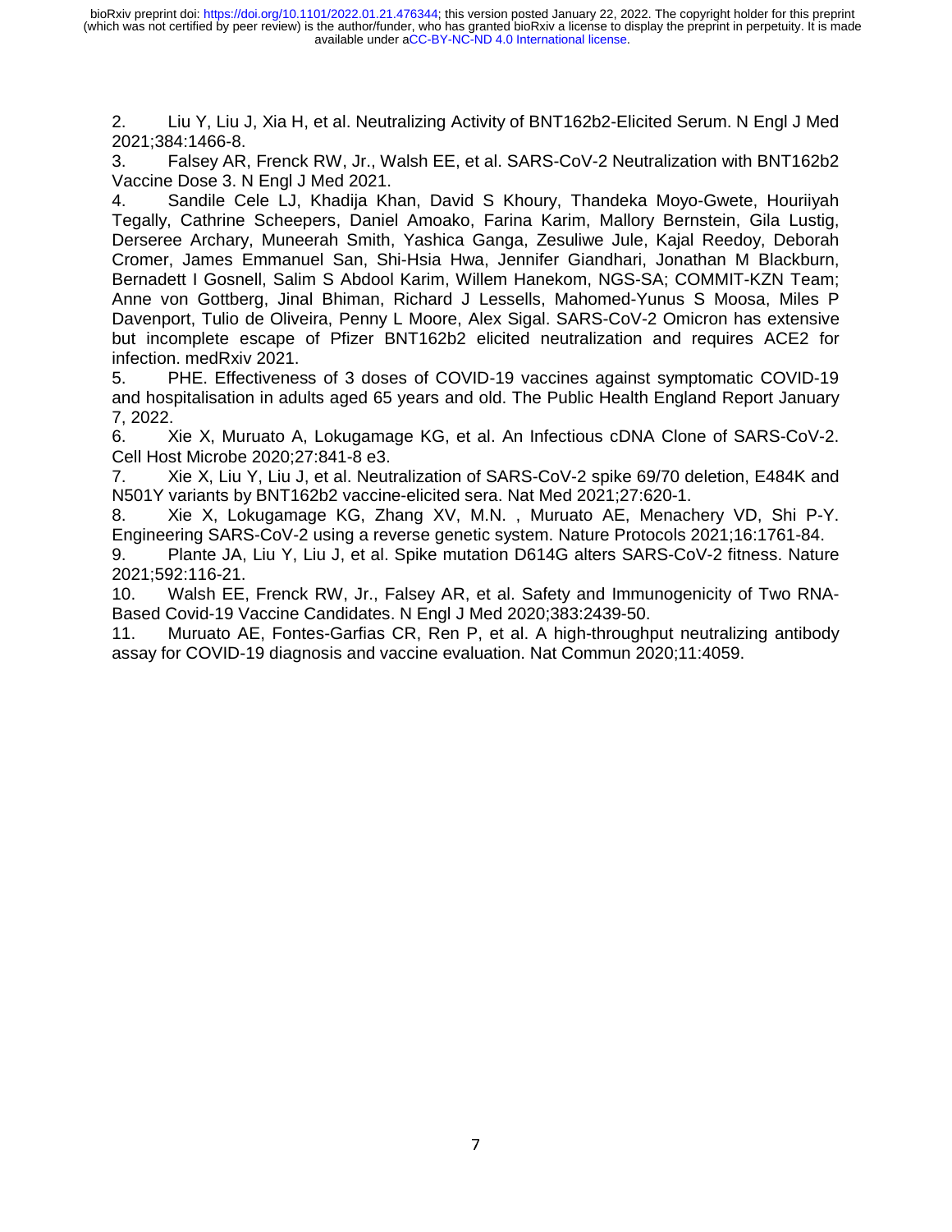2. Liu Y, Liu J, Xia H, et al. Neutralizing Activity of BNT162b2-Elicited Serum. N Engl J Med 2021;384:1466-8.

3. Falsey AR, Frenck RW, Jr., Walsh EE, et al. SARS-CoV-2 Neutralization with BNT162b2 Vaccine Dose 3. N Engl J Med 2021.

4. Sandile Cele LJ, Khadija Khan, David S Khoury, Thandeka Moyo-Gwete, Houriiyah Tegally, Cathrine Scheepers, Daniel Amoako, Farina Karim, Mallory Bernstein, Gila Lustig, Derseree Archary, Muneerah Smith, Yashica Ganga, Zesuliwe Jule, Kajal Reedoy, Deborah Cromer, James Emmanuel San, Shi-Hsia Hwa, Jennifer Giandhari, Jonathan M Blackburn, Bernadett I Gosnell, Salim S Abdool Karim, Willem Hanekom, NGS-SA; COMMIT-KZN Team; Anne von Gottberg, Jinal Bhiman, Richard J Lessells, Mahomed-Yunus S Moosa, Miles P Davenport, Tulio de Oliveira, Penny L Moore, Alex Sigal. SARS-CoV-2 Omicron has extensive but incomplete escape of Pfizer BNT162b2 elicited neutralization and requires ACE2 for infection. medRxiv 2021.

5. PHE. Effectiveness of 3 doses of COVID-19 vaccines against symptomatic COVID-19 and hospitalisation in adults aged 65 years and old. The Public Health England Report January 7, 2022.

6. Xie X, Muruato A, Lokugamage KG, et al. An Infectious cDNA Clone of SARS-CoV-2. Cell Host Microbe 2020;27:841-8 e3.

7. Xie X, Liu Y, Liu J, et al. Neutralization of SARS-CoV-2 spike 69/70 deletion, E484K and N501Y variants by BNT162b2 vaccine-elicited sera. Nat Med 2021;27:620-1.

8. Xie X, Lokugamage KG, Zhang XV, M.N. , Muruato AE, Menachery VD, Shi P-Y. Engineering SARS-CoV-2 using a reverse genetic system. Nature Protocols 2021;16:1761-84.

9. Plante JA, Liu Y, Liu J, et al. Spike mutation D614G alters SARS-CoV-2 fitness. Nature 2021;592:116-21.

10. Walsh EE, Frenck RW, Jr., Falsey AR, et al. Safety and Immunogenicity of Two RNA-Based Covid-19 Vaccine Candidates. N Engl J Med 2020;383:2439-50.

11. Muruato AE, Fontes-Garfias CR, Ren P, et al. A high-throughput neutralizing antibody assay for COVID-19 diagnosis and vaccine evaluation. Nat Commun 2020;11:4059.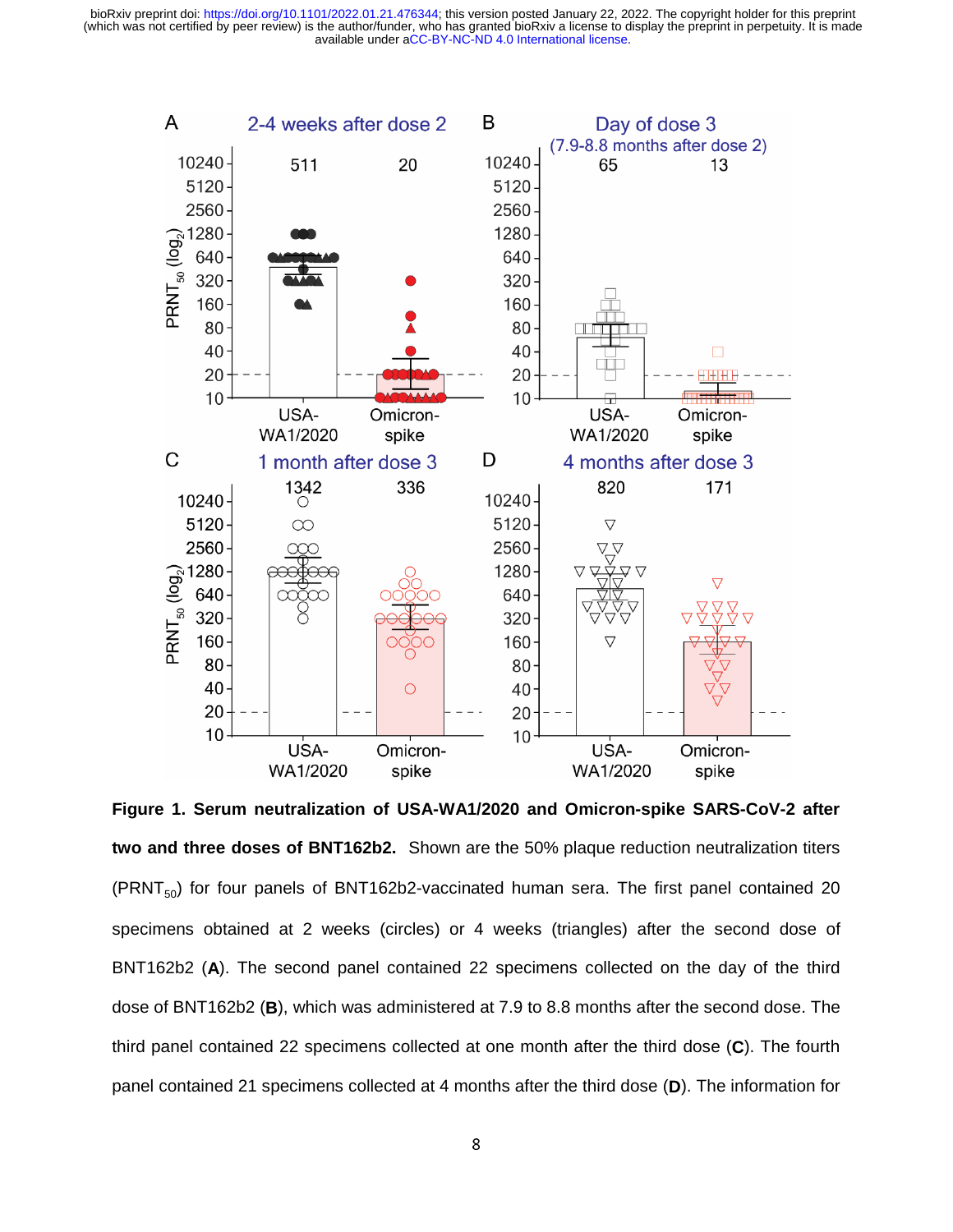**Figure 1. Serum neutralization of USA-WA1/2020 and Omicron-spike SARS-CoV-2 after two and three doses of BNT162b2.** Shown are the 50% plaque reduction neutralization titers ($PRNT_{50}$) for four panels of BNT162b2-vaccinated human sera. The first panel contained 20 specimens obtained at 2 weeks (circles) or 4 weeks (triangles) after the second dose of BNT162b2 (**A**). The second panel contained 22 specimens collected on the day of the third dose of BNT162b2 (**B**), which was administered at 7.9 to 8.8 months after the second dose. The third panel contained 22 specimens collected at one month after the third dose (**C**). The fourth panel contained 21 specimens collected at 4 months after the third dose (**D**). The information for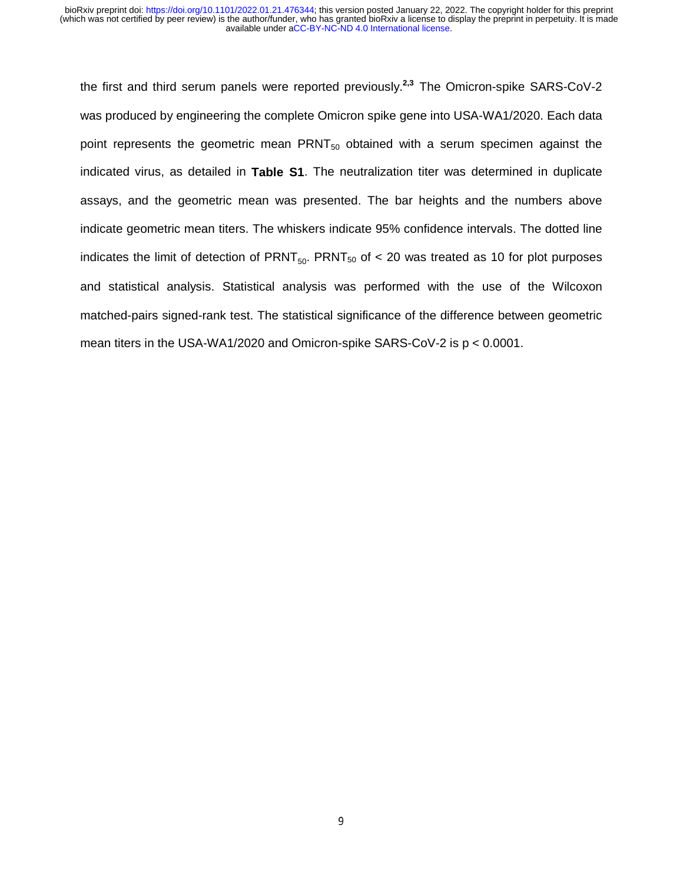the first and third serum panels were reported previously.[2,3] The Omicron-spike SARS-CoV-2 was produced by engineering the complete Omicron spike gene into USA-WA1/2020. Each data point represents the geometric mean $PRNT_{50}$ obtained with a serum specimen against the indicated virus, as detailed in **Table S1**. The neutralization titer was determined in duplicate assays, and the geometric mean was presented. The bar heights and the numbers above indicate geometric mean titers. The whiskers indicate 95% confidence intervals. The dotted line indicates the limit of detection of $PRNT_{50}$. $PRNT_{50}$ of < 20 was treated as 10 for plot purposes and statistical analysis. Statistical analysis was performed with the use of the Wilcoxon matched-pairs signed-rank test. The statistical significance of the difference between geometric mean titers in the USA-WA1/2020 and Omicron-spike SARS-CoV-2 is $p < 0.0001$.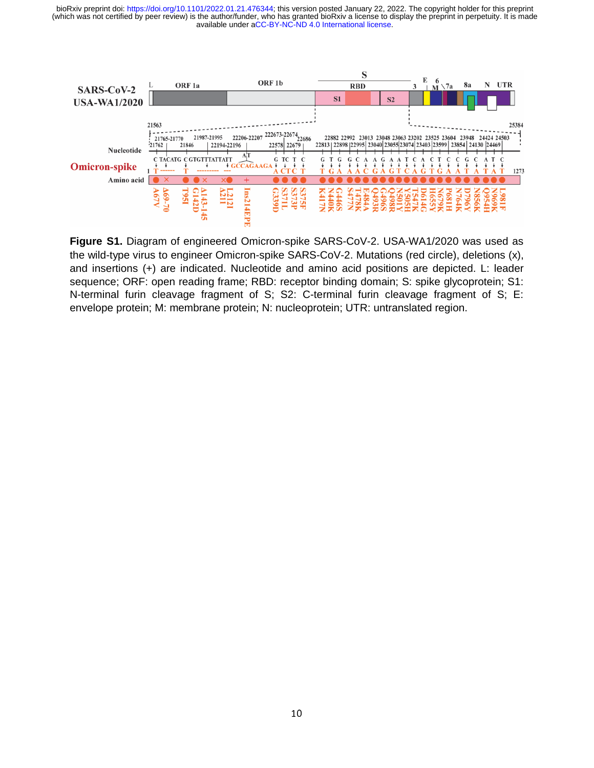**Figure S1.** Diagram of engineered Omicron-spike SARS-CoV-2. USA-WA1/2020 was used as the wild-type virus to engineer Omicron-spike SARS-CoV-2. Mutations (red circle), deletions (x), and insertions (+) are indicated. Nucleotide and amino acid positions are depicted. L: leader sequence; ORF: open reading frame; RBD: receptor binding domain; S: spike glycoprotein; S1: N-terminal furin cleavage fragment of S; S2: C-terminal furin cleavage fragment of S; E: envelope protein; M: membrane protein; N: nucleoprotein; UTR: untranslated region.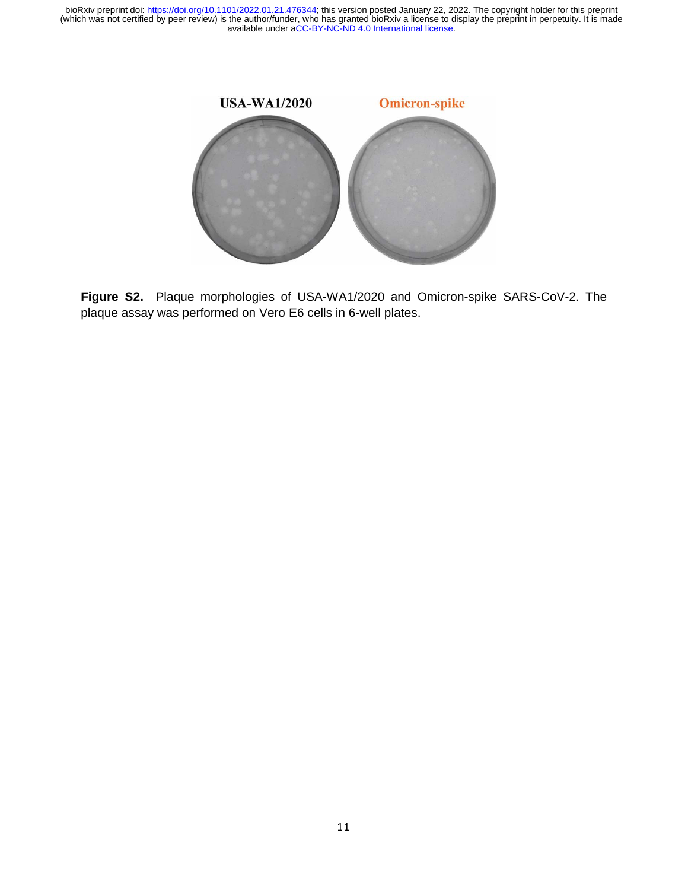**Figure S2.** Plaque morphologies of USA-WA1/2020 and Omicron-spike SARS-CoV-2. The plaque assay was performed on Vero E6 cells in 6-well plates.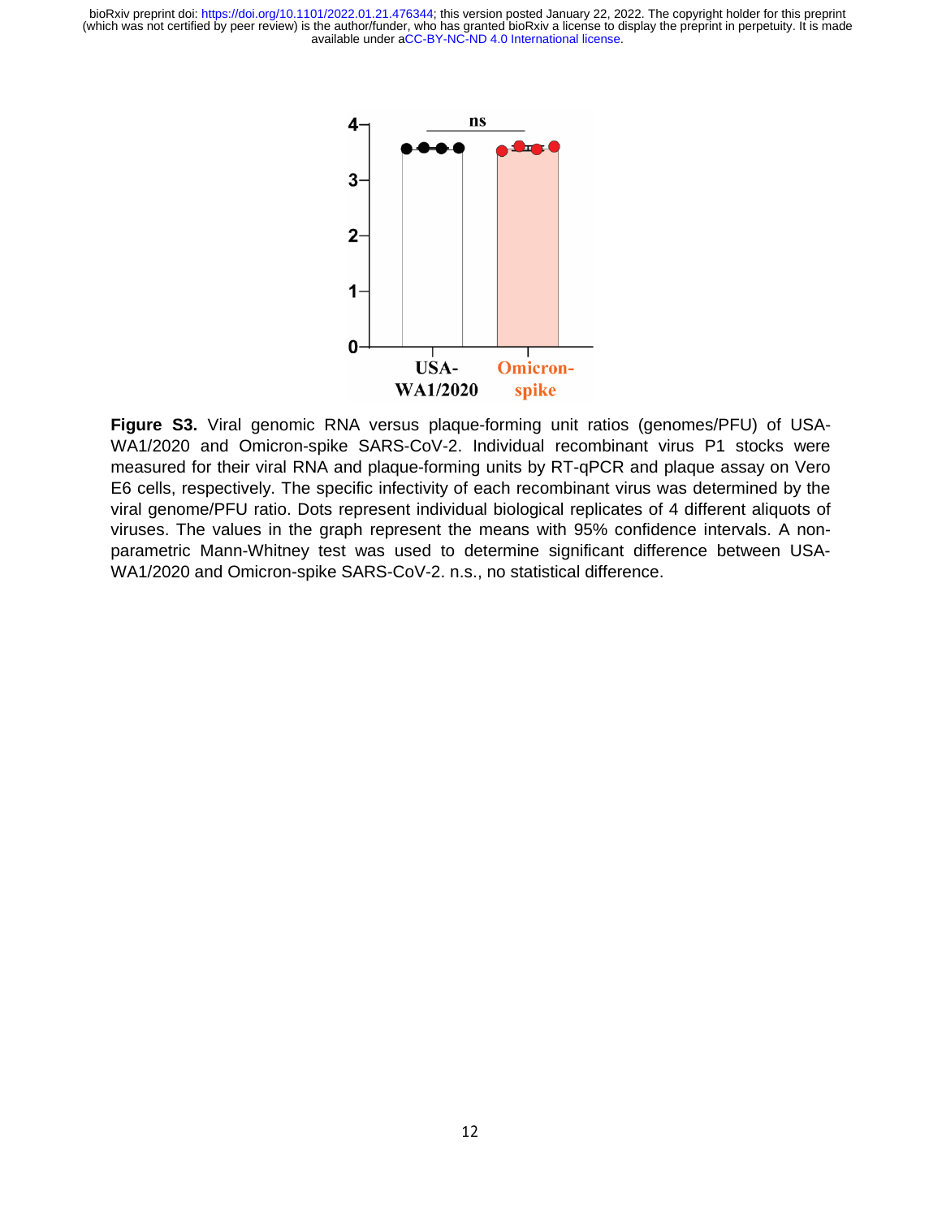**Figure S3.** Viral genomic RNA versus plaque-forming unit ratios (genomes/PFU) of USA-WA1/2020 and Omicron-spike SARS-CoV-2. Individual recombinant virus P1 stocks were measured for their viral RNA and plaque-forming units by RT-qPCR and plaque assay on Vero E6 cells, respectively. The specific infectivity of each recombinant virus was determined by the viral genome/PFU ratio. Dots represent individual biological replicates of 4 different aliquots of viruses. The values in the graph represent the means with 95% confidence intervals. A non-parametric Mann-Whitney test was used to determine significant difference between USA-WA1/2020 and Omicron-spike SARS-CoV-2. n.s., no statistical difference.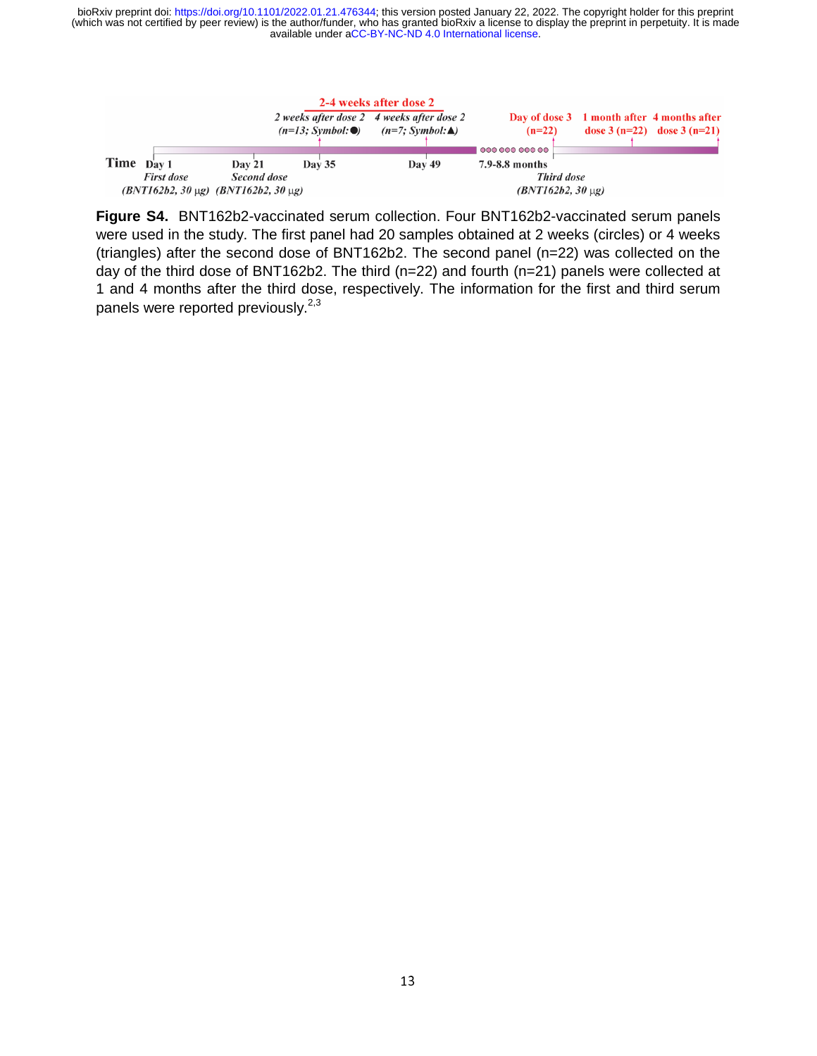2-4 weeks after dose 2

2 weeks after dose 2 (n=13; Symbol: ●) | 4 weeks after dose 2 (n=7; Symbol: ▲) | Day of dose 3 (n=22) | 1 month after dose 3 (n=22) | 4 months after dose 3 (n=21)

Time: Day 1 — *First dose (BNT162b2, 30 μg)*; Day 21 — *Second dose (BNT162b2, 30 μg)*; Day 35; Day 49; 7.9-8.8 months — *Third dose (BNT162b2, 30 μg)*

**Figure S4.** BNT162b2-vaccinated serum collection. Four BNT162b2-vaccinated serum panels were used in the study. The first panel had 20 samples obtained at 2 weeks (circles) or 4 weeks (triangles) after the second dose of BNT162b2. The second panel (n=22) was collected on the day of the third dose of BNT162b2. The third (n=22) and fourth (n=21) panels were collected at 1 and 4 months after the third dose, respectively. The information for the first and third serum panels were reported previously.[2,3]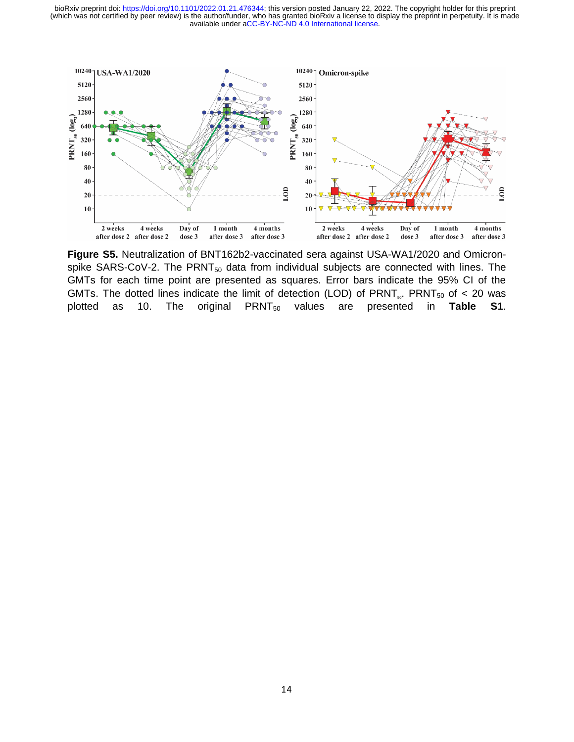**Figure S5.** Neutralization of BNT162b2-vaccinated sera against USA-WA1/2020 and Omicron-spike SARS-CoV-2. The $PRNT_{50}$ data from individual subjects are connected with lines. The GMTs for each time point are presented as squares. Error bars indicate the 95% CI of the GMTs. The dotted lines indicate the limit of detection (LOD) of $PRNT_{50}$. $PRNT_{50}$ of < 20 was plotted as 10. The original $PRNT_{50}$ values are presented in **Table S1**.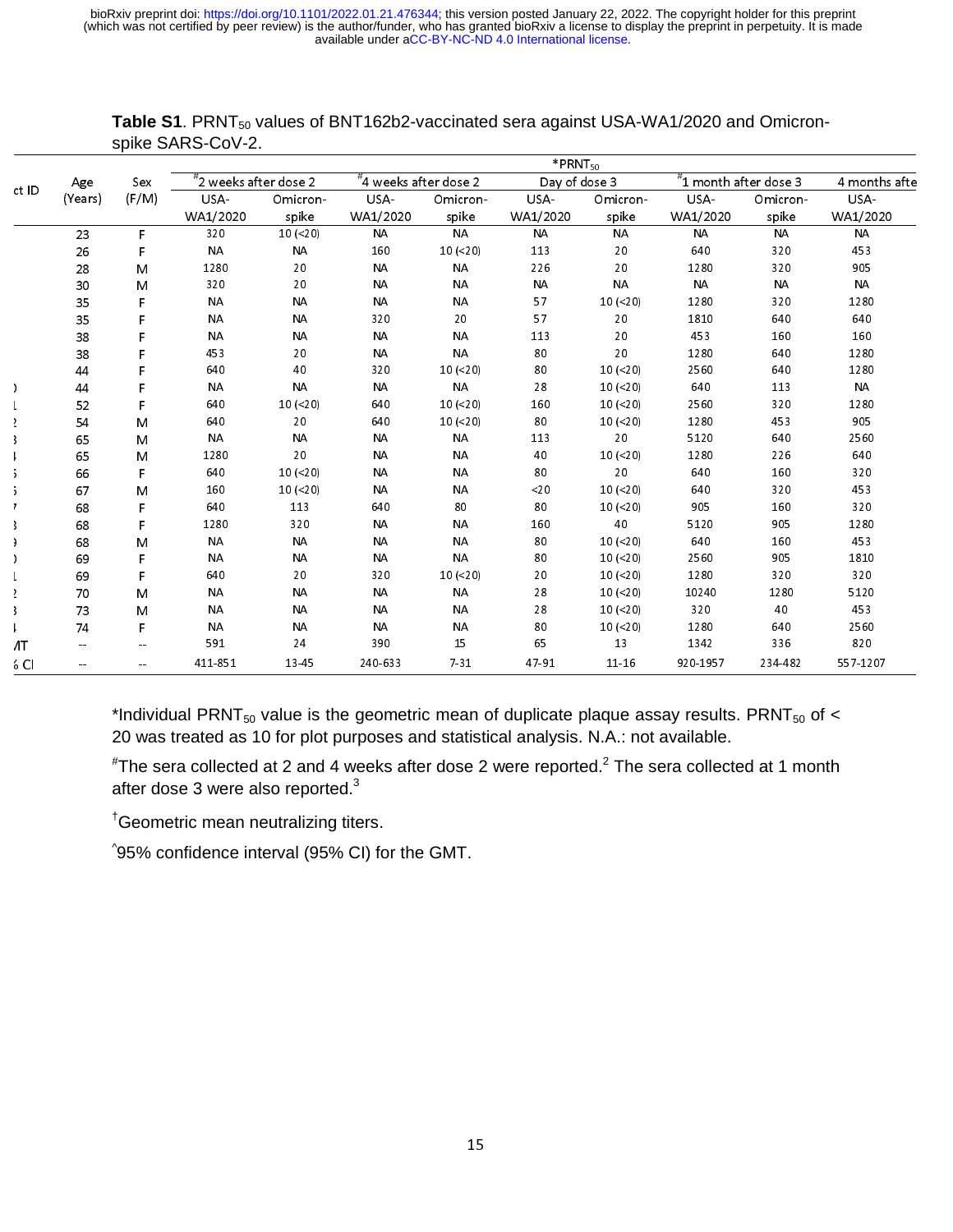**Table S1**. $PRNT_{50}$ values of BNT162b2-vaccinated sera against USA-WA1/2020 and Omicron-spike SARS-CoV-2.

| ct ID | Age (Years) | Sex (F/M) | *$PRNT_{50}$ | | | | | | | | |
|---|---|---|---|---|---|---|---|---|---|---|---|
| | | | #2 weeks after dose 2 | | #4 weeks after dose 2 | | Day of dose 3 | | #1 month after dose 3 | | 4 months afte |
| | | | USA-WA1/2020 | Omicron-spike | USA-WA1/2020 | Omicron-spike | USA-WA1/2020 | Omicron-spike | USA-WA1/2020 | Omicron-spike | USA-WA1/2020 |
| | 23 | F | 320 | 10 (<20) | NA | NA | NA | NA | NA | NA | NA |
| | 26 | F | NA | NA | 160 | 10 (<20) | 113 | 20 | 640 | 320 | 453 |
| | 28 | M | 1280 | 20 | NA | NA | 226 | 20 | 1280 | 320 | 905 |
| | 30 | M | 320 | 20 | NA | NA | NA | NA | NA | NA | NA |
| | 35 | F | NA | NA | NA | NA | 57 | 10 (<20) | 1280 | 320 | 1280 |
| | 35 | F | NA | NA | 320 | 20 | 57 | 20 | 1810 | 640 | 640 |
| | 38 | F | NA | NA | NA | NA | 113 | 20 | 453 | 160 | 160 |
| | 38 | F | 453 | 20 | NA | NA | 80 | 20 | 1280 | 640 | 1280 |
| | 44 | F | 640 | 40 | 320 | 10 (<20) | 80 | 10 (<20) | 2560 | 640 | 1280 |
| ) | 44 | F | NA | NA | NA | NA | 28 | 10 (<20) | 640 | 113 | NA |
| l | 52 | F | 640 | 10 (<20) | 640 | 10 (<20) | 160 | 10 (<20) | 2560 | 320 | 1280 |
| ! | 54 | M | 640 | 20 | 640 | 10 (<20) | 80 | 10 (<20) | 1280 | 453 | 905 |
| } | 65 | M | NA | NA | NA | NA | 113 | 20 | 5120 | 640 | 2560 |
| l | 65 | M | 1280 | 20 | NA | NA | 40 | 10 (<20) | 1280 | 226 | 640 |
| ; | 66 | F | 640 | 10 (<20) | NA | NA | 80 | 20 | 640 | 160 | 320 |
| ; | 67 | M | 160 | 10 (<20) | NA | NA | <20 | 10 (<20) | 640 | 320 | 453 |
| ' | 68 | F | 640 | 113 | 640 | 80 | 80 | 10 (<20) | 905 | 160 | 320 |
| } | 68 | F | 1280 | 320 | NA | NA | 160 | 40 | 5120 | 905 | 1280 |
| ) | 68 | M | NA | NA | NA | NA | 80 | 10 (<20) | 640 | 160 | 453 |
| ) | 69 | F | NA | NA | NA | NA | 80 | 10 (<20) | 2560 | 905 | 1810 |
| l | 69 | F | 640 | 20 | 320 | 10 (<20) | 20 | 10 (<20) | 1280 | 320 | 320 |
| ! | 70 | M | NA | NA | NA | NA | 28 | 10 (<20) | 10240 | 1280 | 5120 |
| } | 73 | M | NA | NA | NA | NA | 28 | 10 (<20) | 320 | 40 | 453 |
| l | 74 | F | NA | NA | NA | NA | 80 | 10 (<20) | 1280 | 640 | 2560 |
| ИT | -- | -- | 591 | 24 | 390 | 15 | 65 | 13 | 1342 | 336 | 820 |
| 6 CI | -- | -- | 411-851 | 13-45 | 240-633 | 7-31 | 47-91 | 11-16 | 920-1957 | 234-482 | 557-1207 |

*Individual $PRNT_{50}$ value is the geometric mean of duplicate plaque assay results. $PRNT_{50}$ of < 20 was treated as 10 for plot purposes and statistical analysis. N.A.: not available.

#The sera collected at 2 and 4 weeks after dose 2 were reported.[2] The sera collected at 1 month after dose 3 were also reported.[3]

†Geometric mean neutralizing titers.

^95% confidence interval (95% CI) for the GMT.